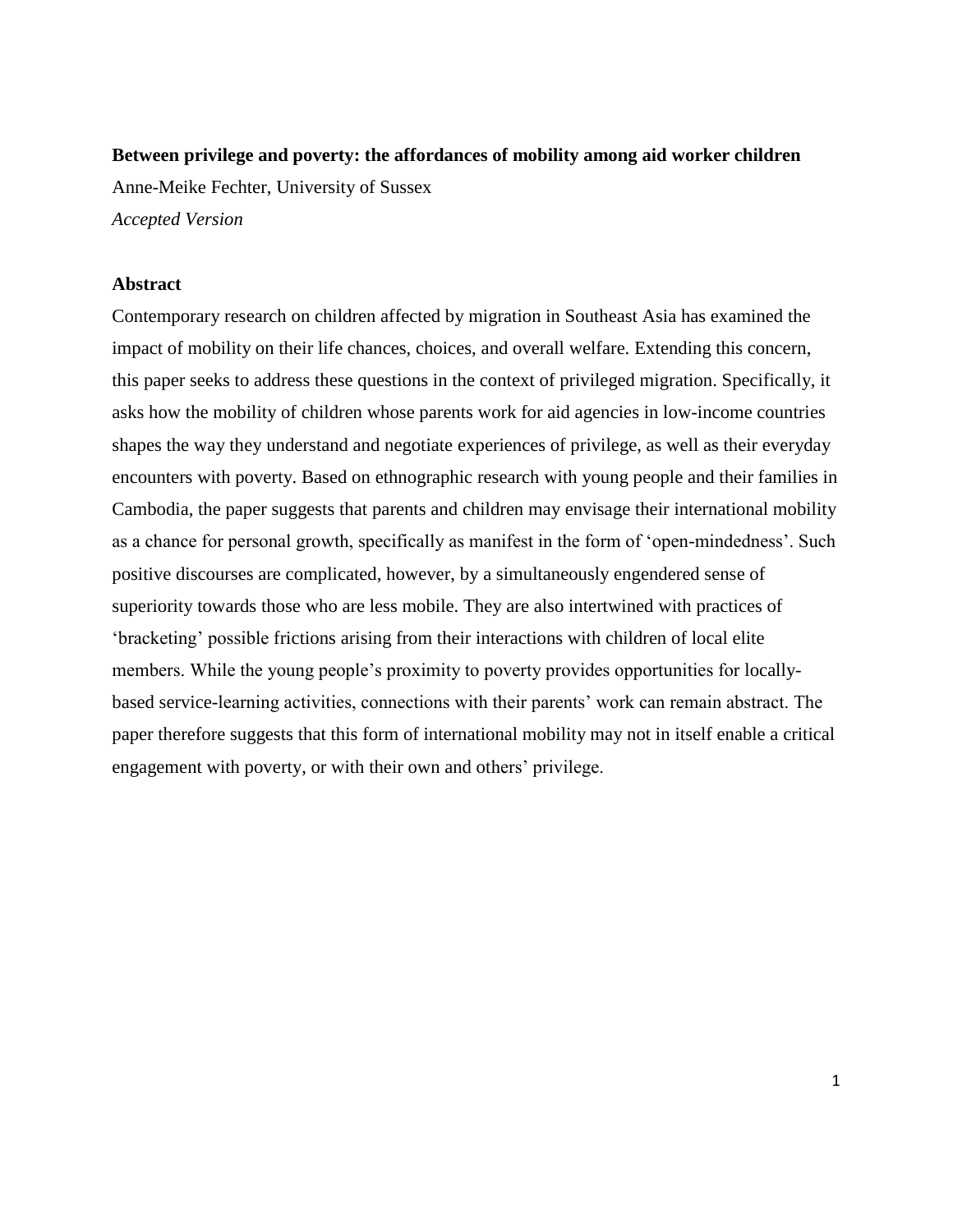**Between privilege and poverty: the affordances of mobility among aid worker children**

Anne-Meike Fechter, University of Sussex

*Accepted Version*

## Abstract

Contemporary research on children affected by migration in Southeast Asia has examined the impact of mobility on their life chances, choices, and overall welfare. Extending this concern, this paper seeks to address these questions in the context of privileged migration. Specifically, it asks how the mobility of children whose parents work for aid agencies in low-income countries shapes the way they understand and negotiate experiences of privilege, as well as their everyday encounters with poverty. Based on ethnographic research with young people and their families in Cambodia, the paper suggests that parents and children may envisage their international mobility as a chance for personal growth, specifically as manifest in the form of 'open-mindedness'. Such positive discourses are complicated, however, by a simultaneously engendered sense of superiority towards those who are less mobile. They are also intertwined with practices of 'bracketing' possible frictions arising from their interactions with children of local elite members. While the young people's proximity to poverty provides opportunities for locally-based service-learning activities, connections with their parents' work can remain abstract. The paper therefore suggests that this form of international mobility may not in itself enable a critical engagement with poverty, or with their own and others' privilege.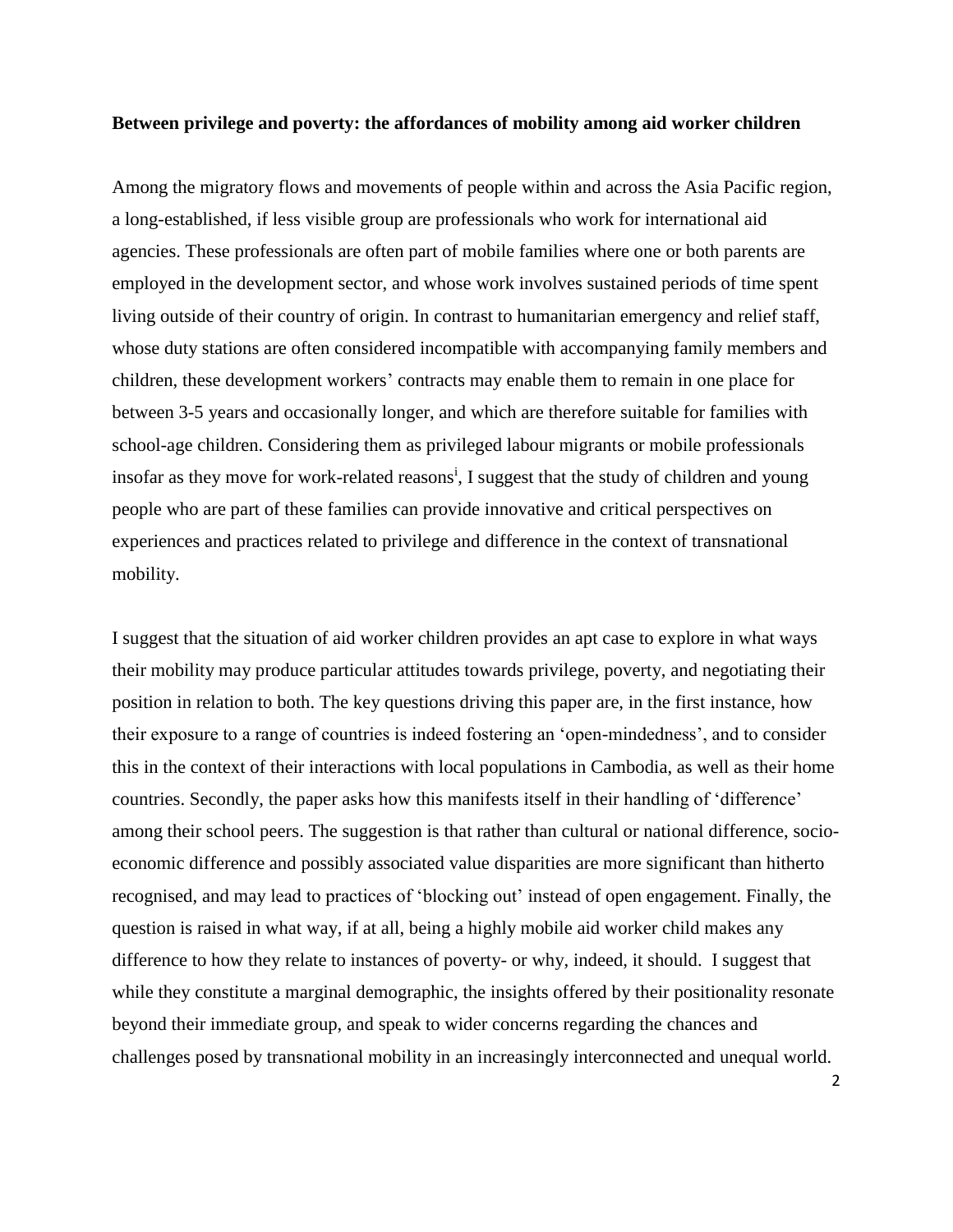**Between privilege and poverty: the affordances of mobility among aid worker children**

Among the migratory flows and movements of people within and across the Asia Pacific region, a long-established, if less visible group are professionals who work for international aid agencies. These professionals are often part of mobile families where one or both parents are employed in the development sector, and whose work involves sustained periods of time spent living outside of their country of origin. In contrast to humanitarian emergency and relief staff, whose duty stations are often considered incompatible with accompanying family members and children, these development workers' contracts may enable them to remain in one place for between 3-5 years and occasionally longer, and which are therefore suitable for families with school-age children. Considering them as privileged labour migrants or mobile professionals insofar as they move for work-related reasons[i], I suggest that the study of children and young people who are part of these families can provide innovative and critical perspectives on experiences and practices related to privilege and difference in the context of transnational mobility.

I suggest that the situation of aid worker children provides an apt case to explore in what ways their mobility may produce particular attitudes towards privilege, poverty, and negotiating their position in relation to both. The key questions driving this paper are, in the first instance, how their exposure to a range of countries is indeed fostering an 'open-mindedness', and to consider this in the context of their interactions with local populations in Cambodia, as well as their home countries. Secondly, the paper asks how this manifests itself in their handling of 'difference' among their school peers. The suggestion is that rather than cultural or national difference, socio-economic difference and possibly associated value disparities are more significant than hitherto recognised, and may lead to practices of 'blocking out' instead of open engagement. Finally, the question is raised in what way, if at all, being a highly mobile aid worker child makes any difference to how they relate to instances of poverty- or why, indeed, it should. I suggest that while they constitute a marginal demographic, the insights offered by their positionality resonate beyond their immediate group, and speak to wider concerns regarding the chances and challenges posed by transnational mobility in an increasingly interconnected and unequal world.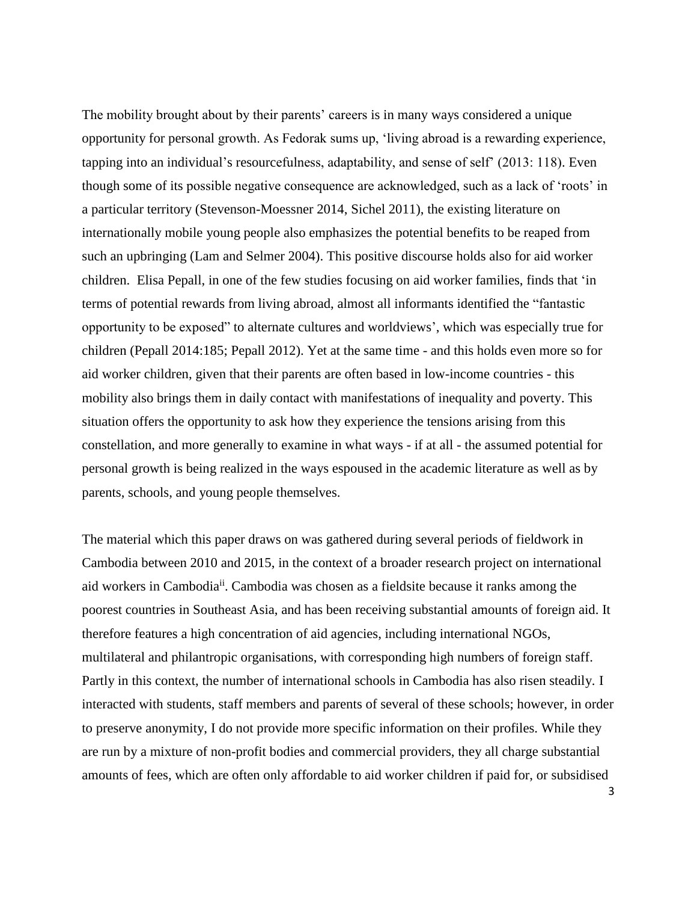The mobility brought about by their parents' careers is in many ways considered a unique opportunity for personal growth. As Fedorak sums up, 'living abroad is a rewarding experience, tapping into an individual's resourcefulness, adaptability, and sense of self' (2013: 118). Even though some of its possible negative consequence are acknowledged, such as a lack of 'roots' in a particular territory (Stevenson-Moessner 2014, Sichel 2011), the existing literature on internationally mobile young people also emphasizes the potential benefits to be reaped from such an upbringing (Lam and Selmer 2004). This positive discourse holds also for aid worker children. Elisa Pepall, in one of the few studies focusing on aid worker families, finds that 'in terms of potential rewards from living abroad, almost all informants identified the "fantastic opportunity to be exposed" to alternate cultures and worldviews', which was especially true for children (Pepall 2014:185; Pepall 2012). Yet at the same time - and this holds even more so for aid worker children, given that their parents are often based in low-income countries - this mobility also brings them in daily contact with manifestations of inequality and poverty. This situation offers the opportunity to ask how they experience the tensions arising from this constellation, and more generally to examine in what ways - if at all - the assumed potential for personal growth is being realized in the ways espoused in the academic literature as well as by parents, schools, and young people themselves.

The material which this paper draws on was gathered during several periods of fieldwork in Cambodia between 2010 and 2015, in the context of a broader research project on international aid workers in Cambodia[ii]. Cambodia was chosen as a fieldsite because it ranks among the poorest countries in Southeast Asia, and has been receiving substantial amounts of foreign aid. It therefore features a high concentration of aid agencies, including international NGOs, multilateral and philantropic organisations, with corresponding high numbers of foreign staff. Partly in this context, the number of international schools in Cambodia has also risen steadily. I interacted with students, staff members and parents of several of these schools; however, in order to preserve anonymity, I do not provide more specific information on their profiles. While they are run by a mixture of non-profit bodies and commercial providers, they all charge substantial amounts of fees, which are often only affordable to aid worker children if paid for, or subsidised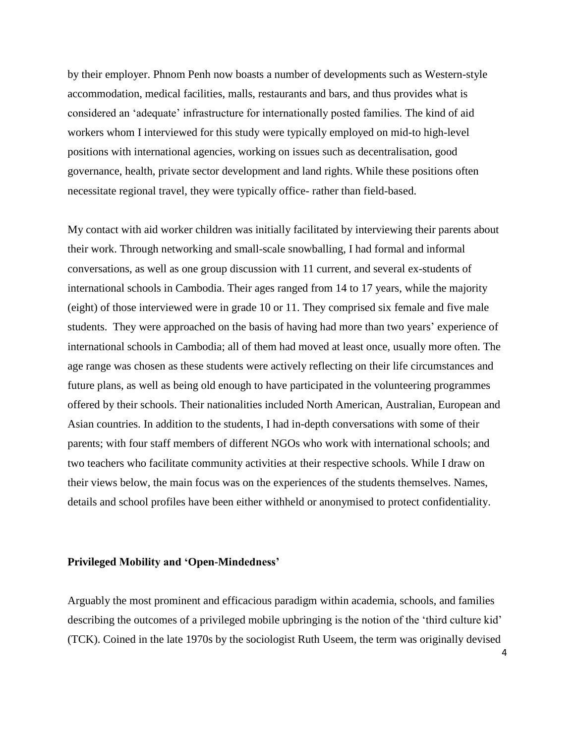by their employer. Phnom Penh now boasts a number of developments such as Western-style accommodation, medical facilities, malls, restaurants and bars, and thus provides what is considered an 'adequate' infrastructure for internationally posted families. The kind of aid workers whom I interviewed for this study were typically employed on mid-to high-level positions with international agencies, working on issues such as decentralisation, good governance, health, private sector development and land rights. While these positions often necessitate regional travel, they were typically office- rather than field-based.

My contact with aid worker children was initially facilitated by interviewing their parents about their work. Through networking and small-scale snowballing, I had formal and informal conversations, as well as one group discussion with 11 current, and several ex-students of international schools in Cambodia. Their ages ranged from 14 to 17 years, while the majority (eight) of those interviewed were in grade 10 or 11. They comprised six female and five male students. They were approached on the basis of having had more than two years' experience of international schools in Cambodia; all of them had moved at least once, usually more often. The age range was chosen as these students were actively reflecting on their life circumstances and future plans, as well as being old enough to have participated in the volunteering programmes offered by their schools. Their nationalities included North American, Australian, European and Asian countries. In addition to the students, I had in-depth conversations with some of their parents; with four staff members of different NGOs who work with international schools; and two teachers who facilitate community activities at their respective schools. While I draw on their views below, the main focus was on the experiences of the students themselves. Names, details and school profiles have been either withheld or anonymised to protect confidentiality.

## Privileged Mobility and 'Open-Mindedness'

Arguably the most prominent and efficacious paradigm within academia, schools, and families describing the outcomes of a privileged mobile upbringing is the notion of the 'third culture kid' (TCK). Coined in the late 1970s by the sociologist Ruth Useem, the term was originally devised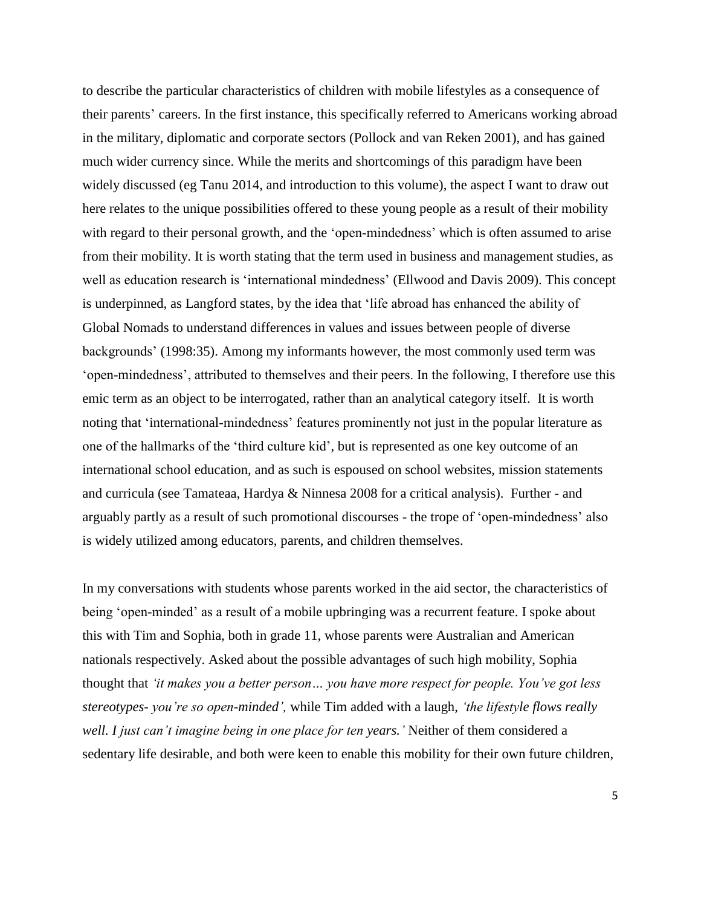to describe the particular characteristics of children with mobile lifestyles as a consequence of their parents' careers. In the first instance, this specifically referred to Americans working abroad in the military, diplomatic and corporate sectors (Pollock and van Reken 2001), and has gained much wider currency since. While the merits and shortcomings of this paradigm have been widely discussed (eg Tanu 2014, and introduction to this volume), the aspect I want to draw out here relates to the unique possibilities offered to these young people as a result of their mobility with regard to their personal growth, and the 'open-mindedness' which is often assumed to arise from their mobility. It is worth stating that the term used in business and management studies, as well as education research is 'international mindedness' (Ellwood and Davis 2009). This concept is underpinned, as Langford states, by the idea that 'life abroad has enhanced the ability of Global Nomads to understand differences in values and issues between people of diverse backgrounds' (1998:35). Among my informants however, the most commonly used term was 'open-mindedness', attributed to themselves and their peers. In the following, I therefore use this emic term as an object to be interrogated, rather than an analytical category itself. It is worth noting that 'international-mindedness' features prominently not just in the popular literature as one of the hallmarks of the 'third culture kid', but is represented as one key outcome of an international school education, and as such is espoused on school websites, mission statements and curricula (see Tamateaa, Hardya & Ninnesa 2008 for a critical analysis). Further - and arguably partly as a result of such promotional discourses - the trope of 'open-mindedness' also is widely utilized among educators, parents, and children themselves.

In my conversations with students whose parents worked in the aid sector, the characteristics of being 'open-minded' as a result of a mobile upbringing was a recurrent feature. I spoke about this with Tim and Sophia, both in grade 11, whose parents were Australian and American nationals respectively. Asked about the possible advantages of such high mobility, Sophia thought that *'it makes you a better person… you have more respect for people. You've got less stereotypes- you're so open-minded',* while Tim added with a laugh, *'the lifestyle flows really well. I just can't imagine being in one place for ten years.'* Neither of them considered a sedentary life desirable, and both were keen to enable this mobility for their own future children,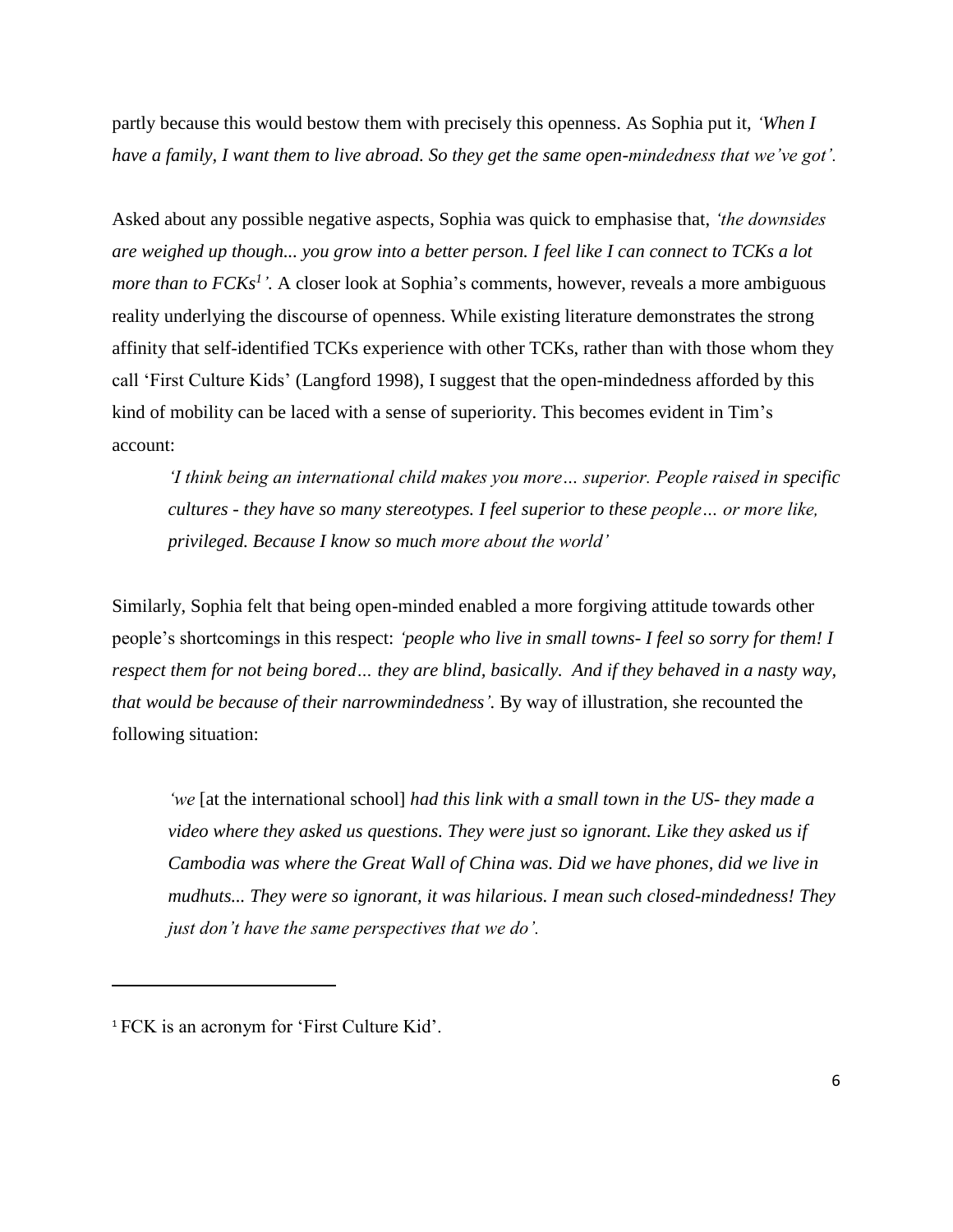partly because this would bestow them with precisely this openness. As Sophia put it, *'When I have a family, I want them to live abroad. So they get the same open-mindedness that we've got'.*

Asked about any possible negative aspects, Sophia was quick to emphasise that, *'the downsides are weighed up though... you grow into a better person. I feel like I can connect to TCKs a lot more than to FCKs[1]'.* A closer look at Sophia's comments, however, reveals a more ambiguous reality underlying the discourse of openness. While existing literature demonstrates the strong affinity that self-identified TCKs experience with other TCKs, rather than with those whom they call 'First Culture Kids' (Langford 1998), I suggest that the open-mindedness afforded by this kind of mobility can be laced with a sense of superiority. This becomes evident in Tim's account:

> *'I think being an international child makes you more… superior. People raised in specific cultures - they have so many stereotypes. I feel superior to these people… or more like, privileged. Because I know so much more about the world'*

Similarly, Sophia felt that being open-minded enabled a more forgiving attitude towards other people's shortcomings in this respect: *'people who live in small towns- I feel so sorry for them! I respect them for not being bored… they are blind, basically. And if they behaved in a nasty way, that would be because of their narrowmindedness'.* By way of illustration, she recounted the following situation:

> *'we* [at the international school] *had this link with a small town in the US- they made a video where they asked us questions. They were just so ignorant. Like they asked us if Cambodia was where the Great Wall of China was. Did we have phones, did we live in mudhuts... They were so ignorant, it was hilarious. I mean such closed-mindedness! They just don't have the same perspectives that we do'.*

---

[1] FCK is an acronym for 'First Culture Kid'.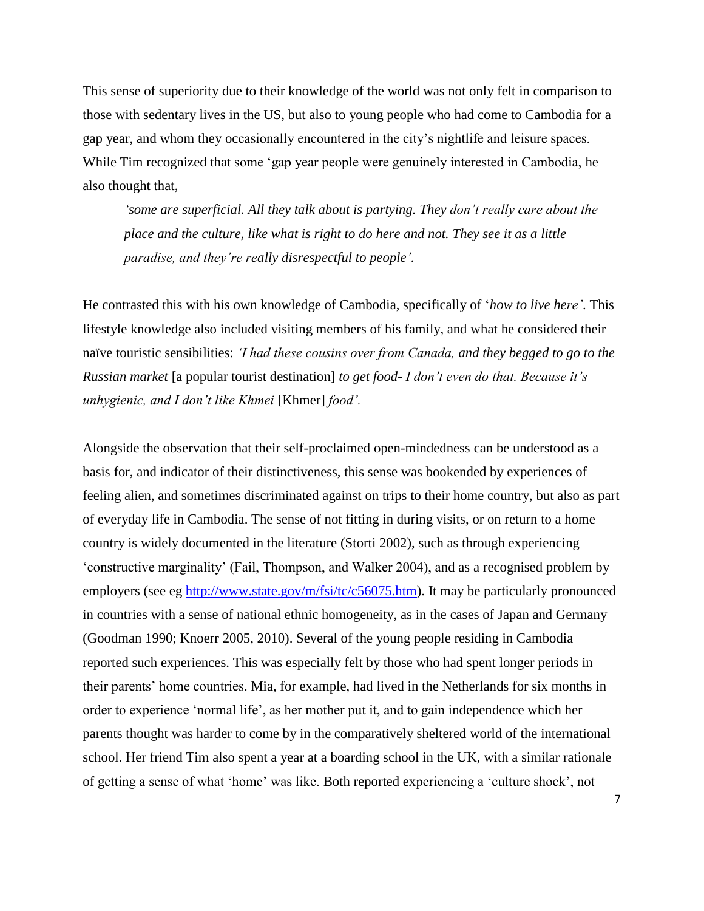This sense of superiority due to their knowledge of the world was not only felt in comparison to those with sedentary lives in the US, but also to young people who had come to Cambodia for a gap year, and whom they occasionally encountered in the city's nightlife and leisure spaces. While Tim recognized that some 'gap year people were genuinely interested in Cambodia, he also thought that,

> *'some are superficial. All they talk about is partying. They don't really care about the place and the culture, like what is right to do here and not. They see it as a little paradise, and they're really disrespectful to people'.*

He contrasted this with his own knowledge of Cambodia, specifically of '*how to live here'*. This lifestyle knowledge also included visiting members of his family, and what he considered their naïve touristic sensibilities: *'I had these cousins over from Canada, and they begged to go to the Russian market* [a popular tourist destination] *to get food- I don't even do that. Because it's unhygienic, and I don't like Khmei* [Khmer] *food'.*

Alongside the observation that their self-proclaimed open-mindedness can be understood as a basis for, and indicator of their distinctiveness, this sense was bookended by experiences of feeling alien, and sometimes discriminated against on trips to their home country, but also as part of everyday life in Cambodia. The sense of not fitting in during visits, or on return to a home country is widely documented in the literature (Storti 2002), such as through experiencing 'constructive marginality' (Fail, Thompson, and Walker 2004), and as a recognised problem by employers (see eg http://www.state.gov/m/fsi/tc/c56075.htm). It may be particularly pronounced in countries with a sense of national ethnic homogeneity, as in the cases of Japan and Germany (Goodman 1990; Knoerr 2005, 2010). Several of the young people residing in Cambodia reported such experiences. This was especially felt by those who had spent longer periods in their parents' home countries. Mia, for example, had lived in the Netherlands for six months in order to experience 'normal life', as her mother put it, and to gain independence which her parents thought was harder to come by in the comparatively sheltered world of the international school. Her friend Tim also spent a year at a boarding school in the UK, with a similar rationale of getting a sense of what 'home' was like. Both reported experiencing a 'culture shock', not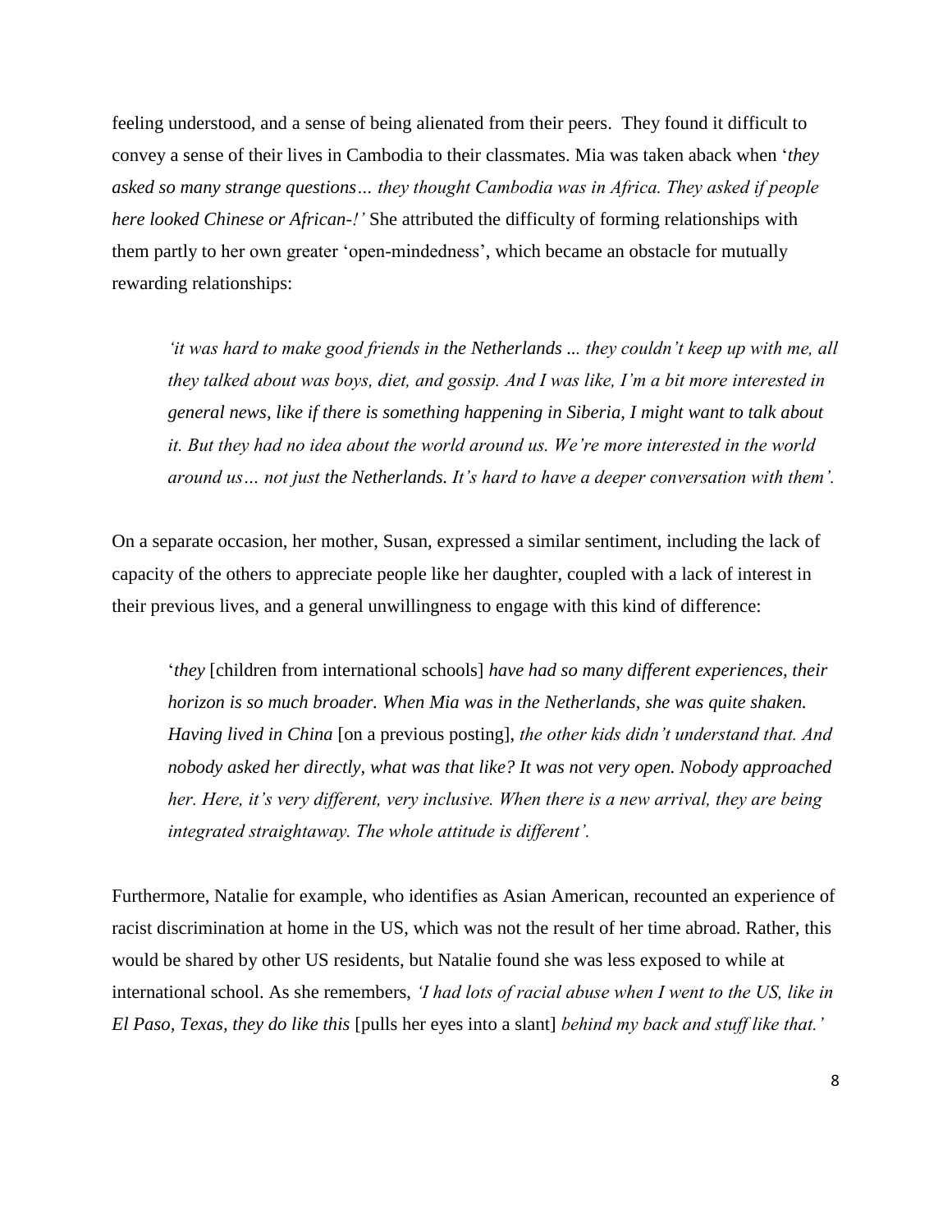feeling understood, and a sense of being alienated from their peers. They found it difficult to convey a sense of their lives in Cambodia to their classmates. Mia was taken aback when '*they asked so many strange questions… they thought Cambodia was in Africa. They asked if people here looked Chinese or African-!'* She attributed the difficulty of forming relationships with them partly to her own greater 'open-mindedness', which became an obstacle for mutually rewarding relationships:

> *'it was hard to make good friends in the Netherlands ... they couldn't keep up with me, all they talked about was boys, diet, and gossip. And I was like, I'm a bit more interested in general news, like if there is something happening in Siberia, I might want to talk about it. But they had no idea about the world around us. We're more interested in the world around us… not just the Netherlands. It's hard to have a deeper conversation with them'.*

On a separate occasion, her mother, Susan, expressed a similar sentiment, including the lack of capacity of the others to appreciate people like her daughter, coupled with a lack of interest in their previous lives, and a general unwillingness to engage with this kind of difference:

> '*they* [children from international schools] *have had so many different experiences, their horizon is so much broader. When Mia was in the Netherlands, she was quite shaken. Having lived in China* [on a previous posting], *the other kids didn't understand that. And nobody asked her directly, what was that like? It was not very open. Nobody approached her. Here, it's very different, very inclusive. When there is a new arrival, they are being integrated straightaway. The whole attitude is different'.*

Furthermore, Natalie for example, who identifies as Asian American, recounted an experience of racist discrimination at home in the US, which was not the result of her time abroad. Rather, this would be shared by other US residents, but Natalie found she was less exposed to while at international school. As she remembers, *'I had lots of racial abuse when I went to the US, like in El Paso, Texas, they do like this* [pulls her eyes into a slant] *behind my back and stuff like that.'*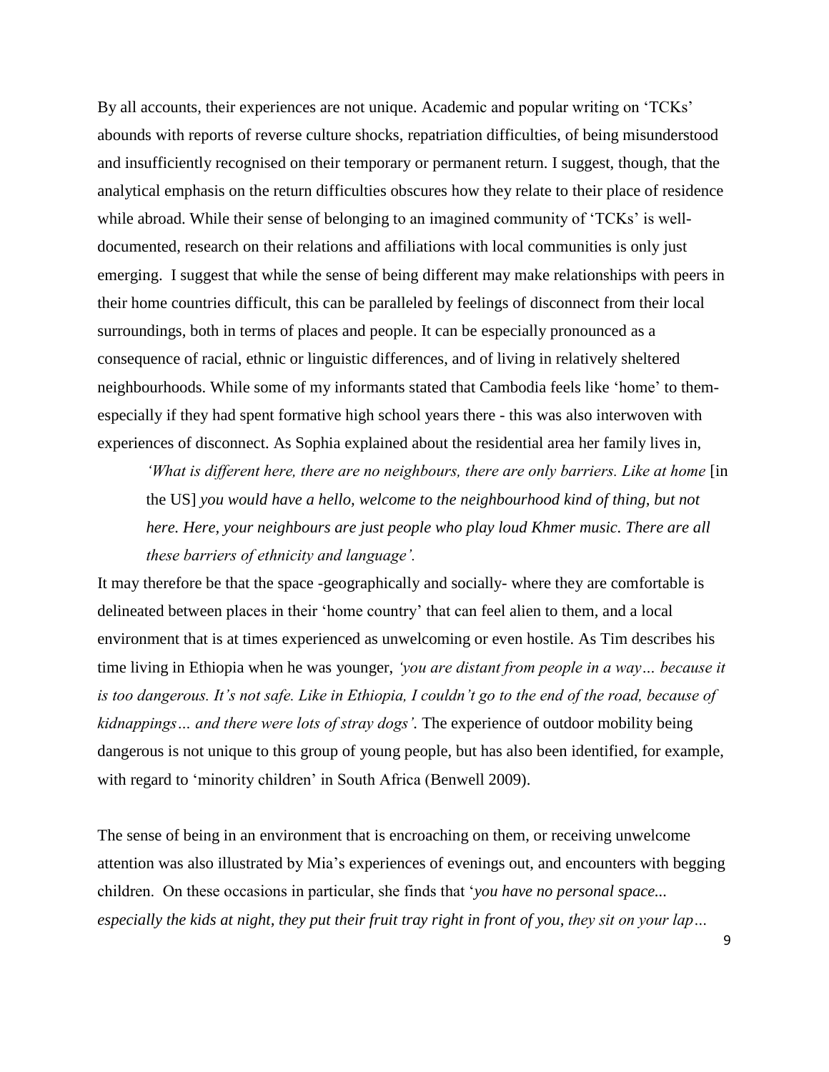By all accounts, their experiences are not unique. Academic and popular writing on 'TCKs' abounds with reports of reverse culture shocks, repatriation difficulties, of being misunderstood and insufficiently recognised on their temporary or permanent return. I suggest, though, that the analytical emphasis on the return difficulties obscures how they relate to their place of residence while abroad. While their sense of belonging to an imagined community of 'TCKs' is well-documented, research on their relations and affiliations with local communities is only just emerging. I suggest that while the sense of being different may make relationships with peers in their home countries difficult, this can be paralleled by feelings of disconnect from their local surroundings, both in terms of places and people. It can be especially pronounced as a consequence of racial, ethnic or linguistic differences, and of living in relatively sheltered neighbourhoods. While some of my informants stated that Cambodia feels like 'home' to them- especially if they had spent formative high school years there - this was also interwoven with experiences of disconnect. As Sophia explained about the residential area her family lives in,

> *'What is different here, there are no neighbours, there are only barriers. Like at home* [in the US] *you would have a hello, welcome to the neighbourhood kind of thing, but not here. Here, your neighbours are just people who play loud Khmer music. There are all these barriers of ethnicity and language'.*

It may therefore be that the space -geographically and socially- where they are comfortable is delineated between places in their 'home country' that can feel alien to them, and a local environment that is at times experienced as unwelcoming or even hostile. As Tim describes his time living in Ethiopia when he was younger, *'you are distant from people in a way… because it is too dangerous. It's not safe. Like in Ethiopia, I couldn't go to the end of the road, because of kidnappings… and there were lots of stray dogs'.* The experience of outdoor mobility being dangerous is not unique to this group of young people, but has also been identified, for example, with regard to 'minority children' in South Africa (Benwell 2009).

The sense of being in an environment that is encroaching on them, or receiving unwelcome attention was also illustrated by Mia's experiences of evenings out, and encounters with begging children. On these occasions in particular, she finds that '*you have no personal space... especially the kids at night, they put their fruit tray right in front of you, they sit on your lap…*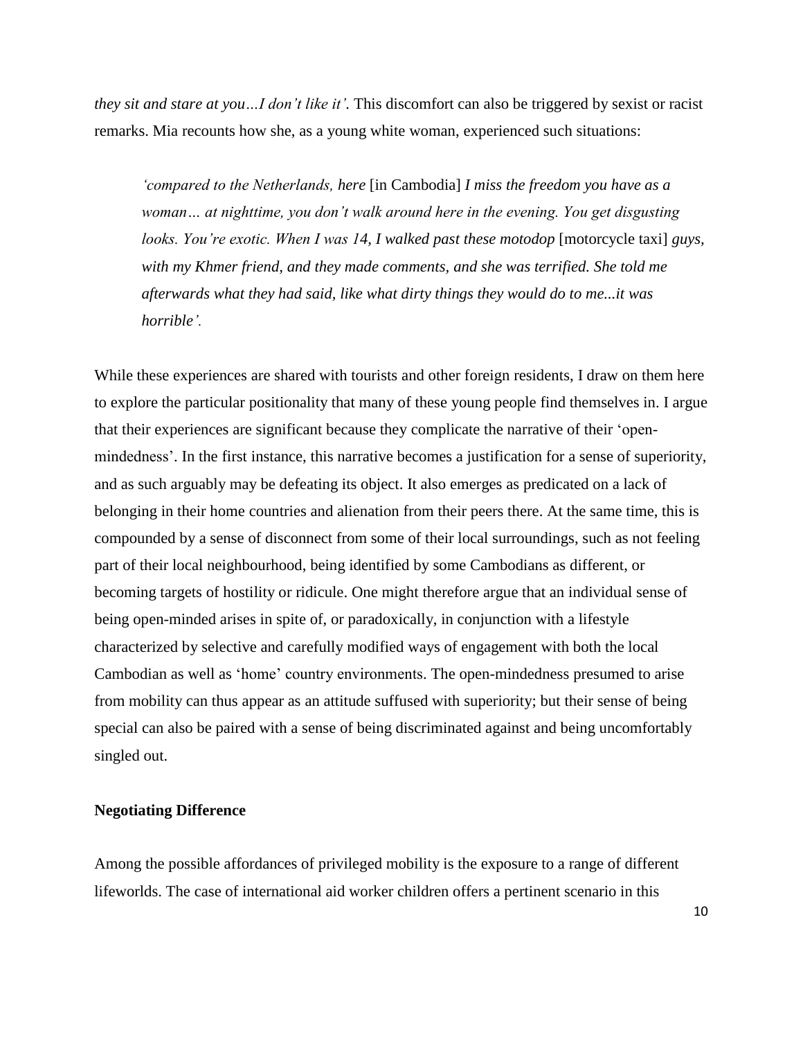*they sit and stare at you…I don't like it'.* This discomfort can also be triggered by sexist or racist remarks. Mia recounts how she, as a young white woman, experienced such situations:

> *'compared to the Netherlands, here* [in Cambodia] *I miss the freedom you have as a woman… at nighttime, you don't walk around here in the evening. You get disgusting looks. You're exotic. When I was 14, I walked past these motodop* [motorcycle taxi] *guys, with my Khmer friend, and they made comments, and she was terrified. She told me afterwards what they had said, like what dirty things they would do to me...it was horrible'.*

While these experiences are shared with tourists and other foreign residents, I draw on them here to explore the particular positionality that many of these young people find themselves in. I argue that their experiences are significant because they complicate the narrative of their 'open-mindedness'. In the first instance, this narrative becomes a justification for a sense of superiority, and as such arguably may be defeating its object. It also emerges as predicated on a lack of belonging in their home countries and alienation from their peers there. At the same time, this is compounded by a sense of disconnect from some of their local surroundings, such as not feeling part of their local neighbourhood, being identified by some Cambodians as different, or becoming targets of hostility or ridicule. One might therefore argue that an individual sense of being open-minded arises in spite of, or paradoxically, in conjunction with a lifestyle characterized by selective and carefully modified ways of engagement with both the local Cambodian as well as 'home' country environments. The open-mindedness presumed to arise from mobility can thus appear as an attitude suffused with superiority; but their sense of being special can also be paired with a sense of being discriminated against and being uncomfortably singled out.

### Negotiating Difference

Among the possible affordances of privileged mobility is the exposure to a range of different lifeworlds. The case of international aid worker children offers a pertinent scenario in this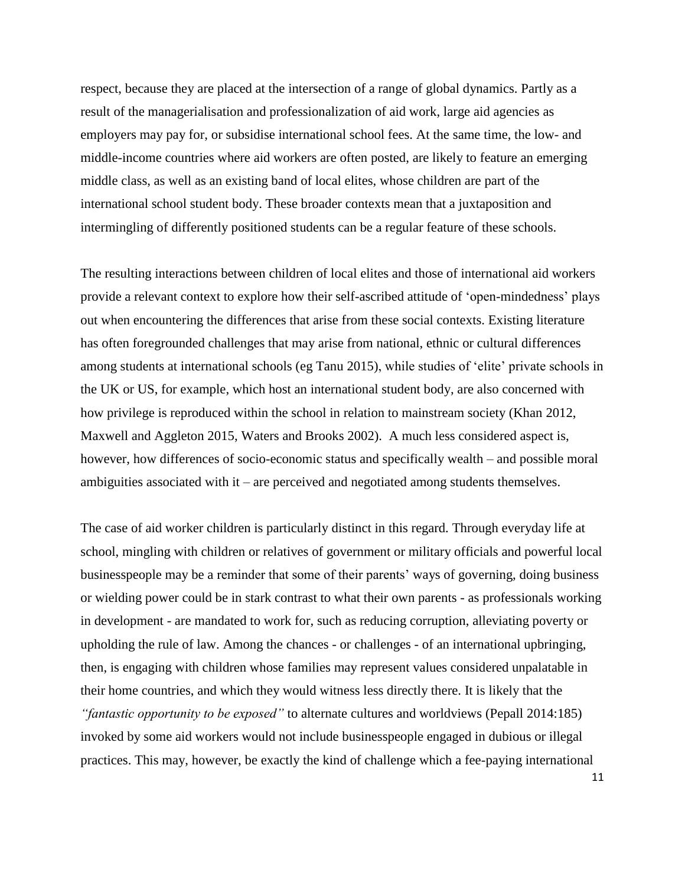respect, because they are placed at the intersection of a range of global dynamics. Partly as a result of the managerialisation and professionalization of aid work, large aid agencies as employers may pay for, or subsidise international school fees. At the same time, the low- and middle-income countries where aid workers are often posted, are likely to feature an emerging middle class, as well as an existing band of local elites, whose children are part of the international school student body. These broader contexts mean that a juxtaposition and intermingling of differently positioned students can be a regular feature of these schools.

The resulting interactions between children of local elites and those of international aid workers provide a relevant context to explore how their self-ascribed attitude of 'open-mindedness' plays out when encountering the differences that arise from these social contexts. Existing literature has often foregrounded challenges that may arise from national, ethnic or cultural differences among students at international schools (eg Tanu 2015), while studies of 'elite' private schools in the UK or US, for example, which host an international student body, are also concerned with how privilege is reproduced within the school in relation to mainstream society (Khan 2012, Maxwell and Aggleton 2015, Waters and Brooks 2002). A much less considered aspect is, however, how differences of socio-economic status and specifically wealth – and possible moral ambiguities associated with it – are perceived and negotiated among students themselves.

The case of aid worker children is particularly distinct in this regard. Through everyday life at school, mingling with children or relatives of government or military officials and powerful local businesspeople may be a reminder that some of their parents' ways of governing, doing business or wielding power could be in stark contrast to what their own parents - as professionals working in development - are mandated to work for, such as reducing corruption, alleviating poverty or upholding the rule of law. Among the chances - or challenges - of an international upbringing, then, is engaging with children whose families may represent values considered unpalatable in their home countries, and which they would witness less directly there. It is likely that the *"fantastic opportunity to be exposed"* to alternate cultures and worldviews (Pepall 2014:185) invoked by some aid workers would not include businesspeople engaged in dubious or illegal practices. This may, however, be exactly the kind of challenge which a fee-paying international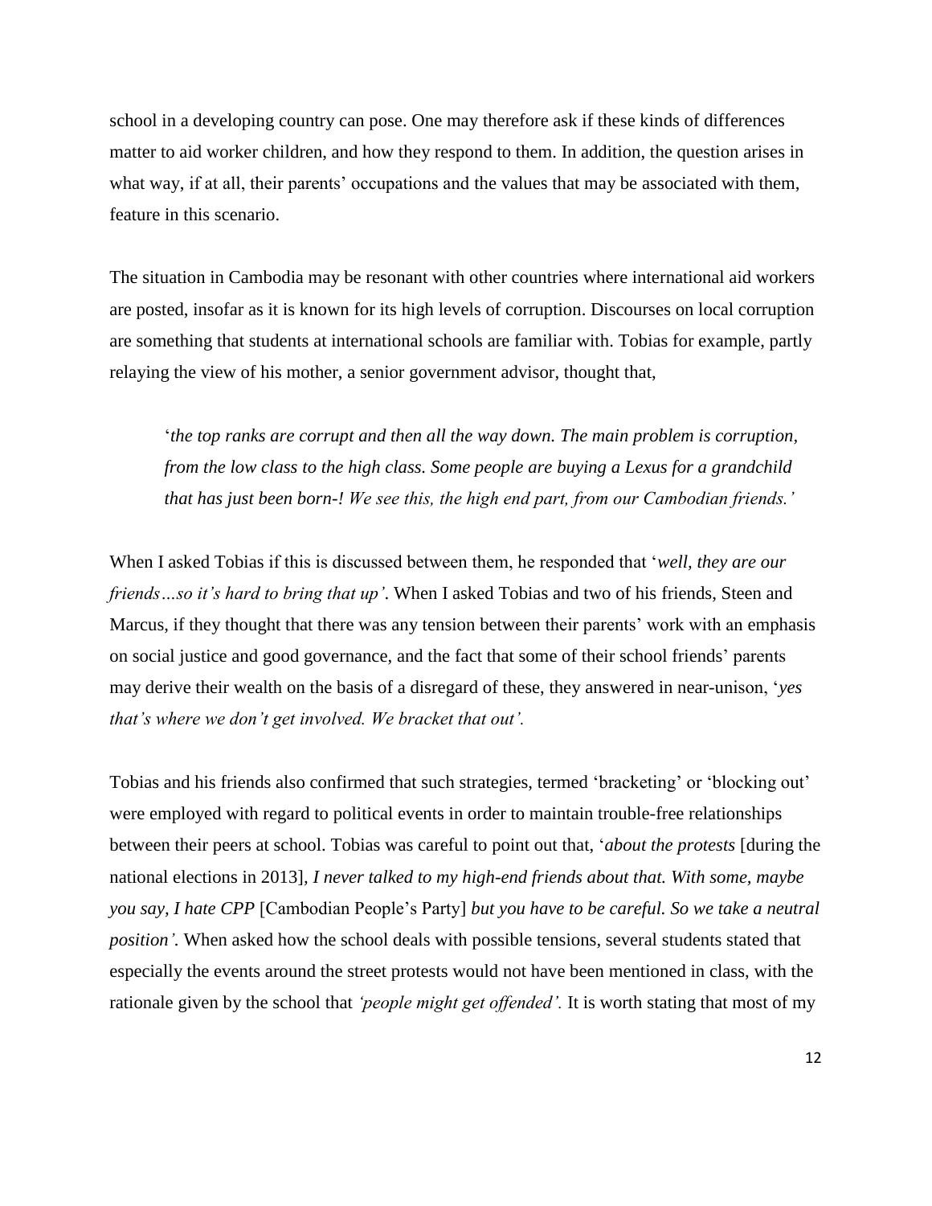school in a developing country can pose. One may therefore ask if these kinds of differences matter to aid worker children, and how they respond to them. In addition, the question arises in what way, if at all, their parents' occupations and the values that may be associated with them, feature in this scenario.

The situation in Cambodia may be resonant with other countries where international aid workers are posted, insofar as it is known for its high levels of corruption. Discourses on local corruption are something that students at international schools are familiar with. Tobias for example, partly relaying the view of his mother, a senior government advisor, thought that,

> '*the top ranks are corrupt and then all the way down. The main problem is corruption, from the low class to the high class. Some people are buying a Lexus for a grandchild that has just been born-! We see this, the high end part, from our Cambodian friends.'*

When I asked Tobias if this is discussed between them, he responded that '*well, they are our friends…so it's hard to bring that up'*. When I asked Tobias and two of his friends, Steen and Marcus, if they thought that there was any tension between their parents' work with an emphasis on social justice and good governance, and the fact that some of their school friends' parents may derive their wealth on the basis of a disregard of these, they answered in near-unison, '*yes that's where we don't get involved. We bracket that out'.*

Tobias and his friends also confirmed that such strategies, termed 'bracketing' or 'blocking out' were employed with regard to political events in order to maintain trouble-free relationships between their peers at school. Tobias was careful to point out that, '*about the protests* [during the national elections in 2013]*, I never talked to my high-end friends about that. With some, maybe you say, I hate CPP* [Cambodian People's Party] *but you have to be careful. So we take a neutral position'*. When asked how the school deals with possible tensions, several students stated that especially the events around the street protests would not have been mentioned in class, with the rationale given by the school that *'people might get offended'.* It is worth stating that most of my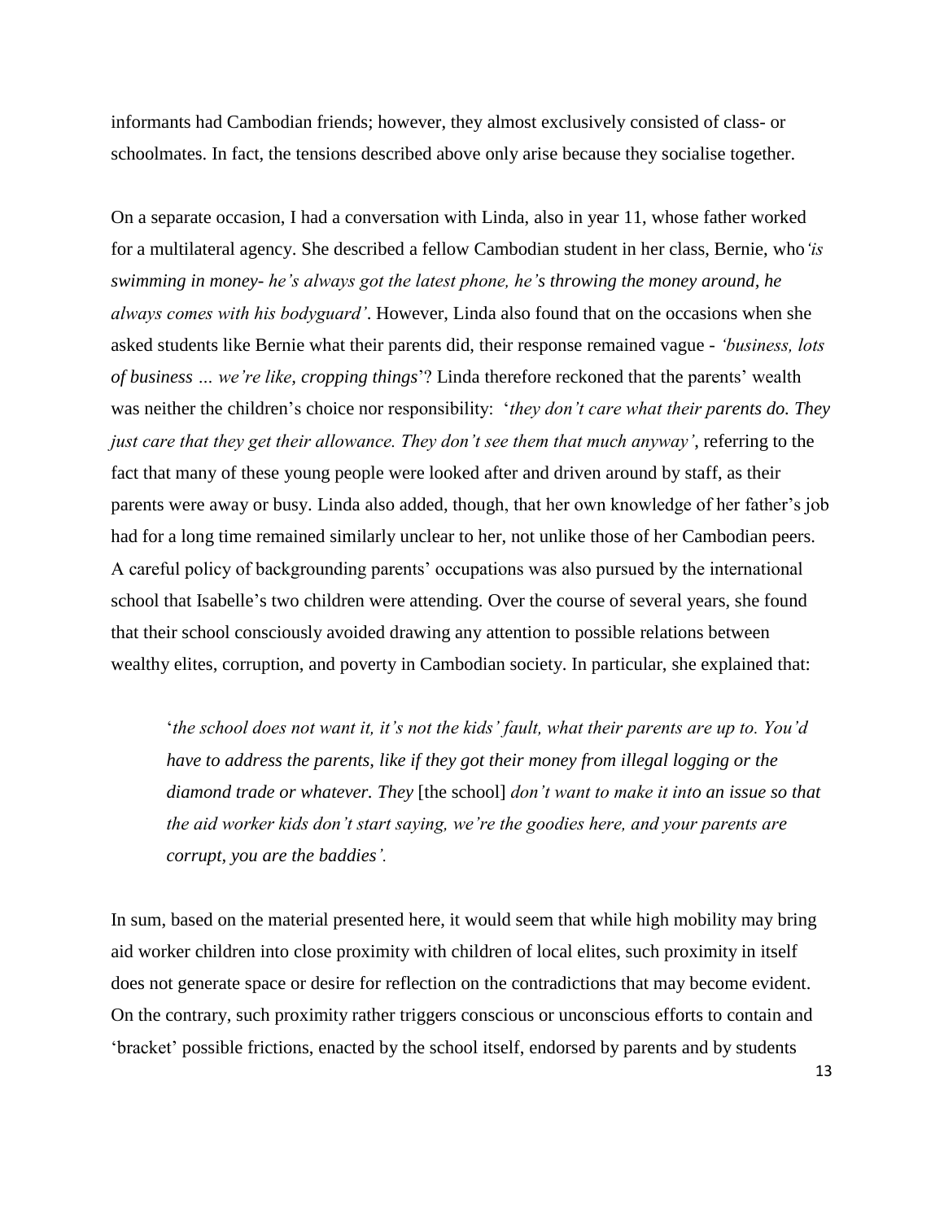informants had Cambodian friends; however, they almost exclusively consisted of class- or schoolmates. In fact, the tensions described above only arise because they socialise together.

On a separate occasion, I had a conversation with Linda, also in year 11, whose father worked for a multilateral agency. She described a fellow Cambodian student in her class, Bernie, who *'is swimming in money- he's always got the latest phone, he's throwing the money around, he always comes with his bodyguard'*. However, Linda also found that on the occasions when she asked students like Bernie what their parents did, their response remained vague - *'business, lots of business … we're like, cropping things*'? Linda therefore reckoned that the parents' wealth was neither the children's choice nor responsibility: '*they don't care what their parents do. They just care that they get their allowance. They don't see them that much anyway'*, referring to the fact that many of these young people were looked after and driven around by staff, as their parents were away or busy. Linda also added, though, that her own knowledge of her father's job had for a long time remained similarly unclear to her, not unlike those of her Cambodian peers. A careful policy of backgrounding parents' occupations was also pursued by the international school that Isabelle's two children were attending. Over the course of several years, she found that their school consciously avoided drawing any attention to possible relations between wealthy elites, corruption, and poverty in Cambodian society. In particular, she explained that:

> '*the school does not want it, it's not the kids' fault, what their parents are up to. You'd have to address the parents, like if they got their money from illegal logging or the diamond trade or whatever. They* [the school] *don't want to make it into an issue so that the aid worker kids don't start saying, we're the goodies here, and your parents are corrupt, you are the baddies'.*

In sum, based on the material presented here, it would seem that while high mobility may bring aid worker children into close proximity with children of local elites, such proximity in itself does not generate space or desire for reflection on the contradictions that may become evident. On the contrary, such proximity rather triggers conscious or unconscious efforts to contain and 'bracket' possible frictions, enacted by the school itself, endorsed by parents and by students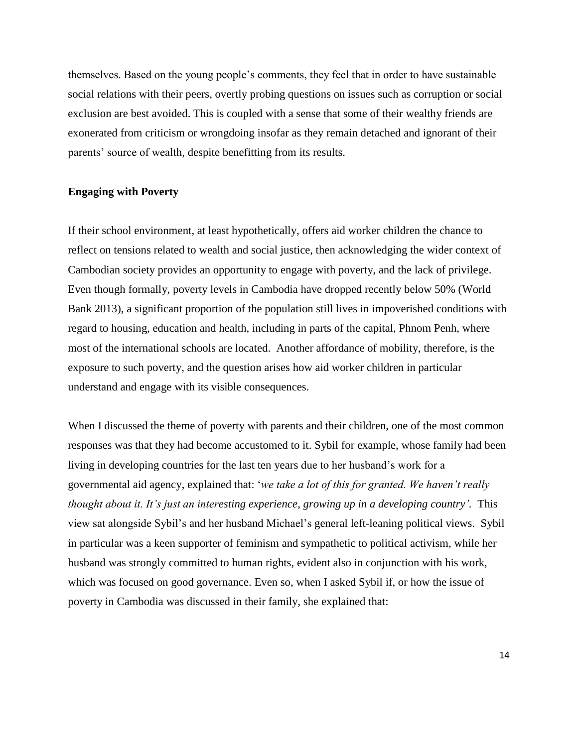themselves. Based on the young people's comments, they feel that in order to have sustainable social relations with their peers, overtly probing questions on issues such as corruption or social exclusion are best avoided. This is coupled with a sense that some of their wealthy friends are exonerated from criticism or wrongdoing insofar as they remain detached and ignorant of their parents' source of wealth, despite benefitting from its results.

**Engaging with Poverty**

If their school environment, at least hypothetically, offers aid worker children the chance to reflect on tensions related to wealth and social justice, then acknowledging the wider context of Cambodian society provides an opportunity to engage with poverty, and the lack of privilege. Even though formally, poverty levels in Cambodia have dropped recently below 50% (World Bank 2013), a significant proportion of the population still lives in impoverished conditions with regard to housing, education and health, including in parts of the capital, Phnom Penh, where most of the international schools are located. Another affordance of mobility, therefore, is the exposure to such poverty, and the question arises how aid worker children in particular understand and engage with its visible consequences.

When I discussed the theme of poverty with parents and their children, one of the most common responses was that they had become accustomed to it. Sybil for example, whose family had been living in developing countries for the last ten years due to her husband's work for a governmental aid agency, explained that: '*we take a lot of this for granted. We haven't really thought about it. It's just an interesting experience, growing up in a developing country'*. This view sat alongside Sybil's and her husband Michael's general left-leaning political views. Sybil in particular was a keen supporter of feminism and sympathetic to political activism, while her husband was strongly committed to human rights, evident also in conjunction with his work, which was focused on good governance. Even so, when I asked Sybil if, or how the issue of poverty in Cambodia was discussed in their family, she explained that: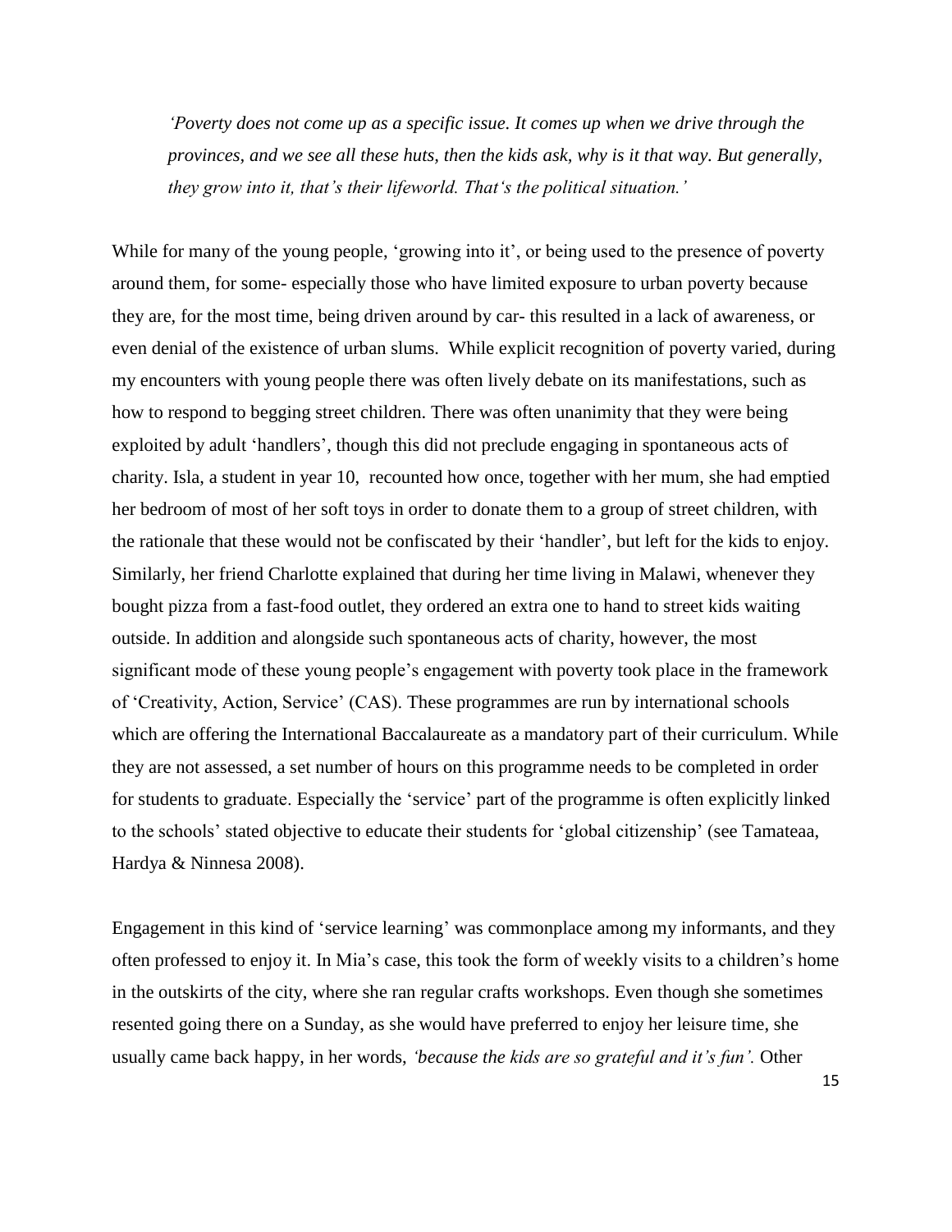> *'Poverty does not come up as a specific issue. It comes up when we drive through the provinces, and we see all these huts, then the kids ask, why is it that way. But generally, they grow into it, that's their lifeworld. That's the political situation.'*

While for many of the young people, 'growing into it', or being used to the presence of poverty around them, for some- especially those who have limited exposure to urban poverty because they are, for the most time, being driven around by car- this resulted in a lack of awareness, or even denial of the existence of urban slums. While explicit recognition of poverty varied, during my encounters with young people there was often lively debate on its manifestations, such as how to respond to begging street children. There was often unanimity that they were being exploited by adult 'handlers', though this did not preclude engaging in spontaneous acts of charity. Isla, a student in year 10, recounted how once, together with her mum, she had emptied her bedroom of most of her soft toys in order to donate them to a group of street children, with the rationale that these would not be confiscated by their 'handler', but left for the kids to enjoy. Similarly, her friend Charlotte explained that during her time living in Malawi, whenever they bought pizza from a fast-food outlet, they ordered an extra one to hand to street kids waiting outside. In addition and alongside such spontaneous acts of charity, however, the most significant mode of these young people's engagement with poverty took place in the framework of 'Creativity, Action, Service' (CAS). These programmes are run by international schools which are offering the International Baccalaureate as a mandatory part of their curriculum. While they are not assessed, a set number of hours on this programme needs to be completed in order for students to graduate. Especially the 'service' part of the programme is often explicitly linked to the schools' stated objective to educate their students for 'global citizenship' (see Tamateaa, Hardya & Ninnesa 2008).

Engagement in this kind of 'service learning' was commonplace among my informants, and they often professed to enjoy it. In Mia's case, this took the form of weekly visits to a children's home in the outskirts of the city, where she ran regular crafts workshops. Even though she sometimes resented going there on a Sunday, as she would have preferred to enjoy her leisure time, she usually came back happy, in her words, *'because the kids are so grateful and it's fun'.* Other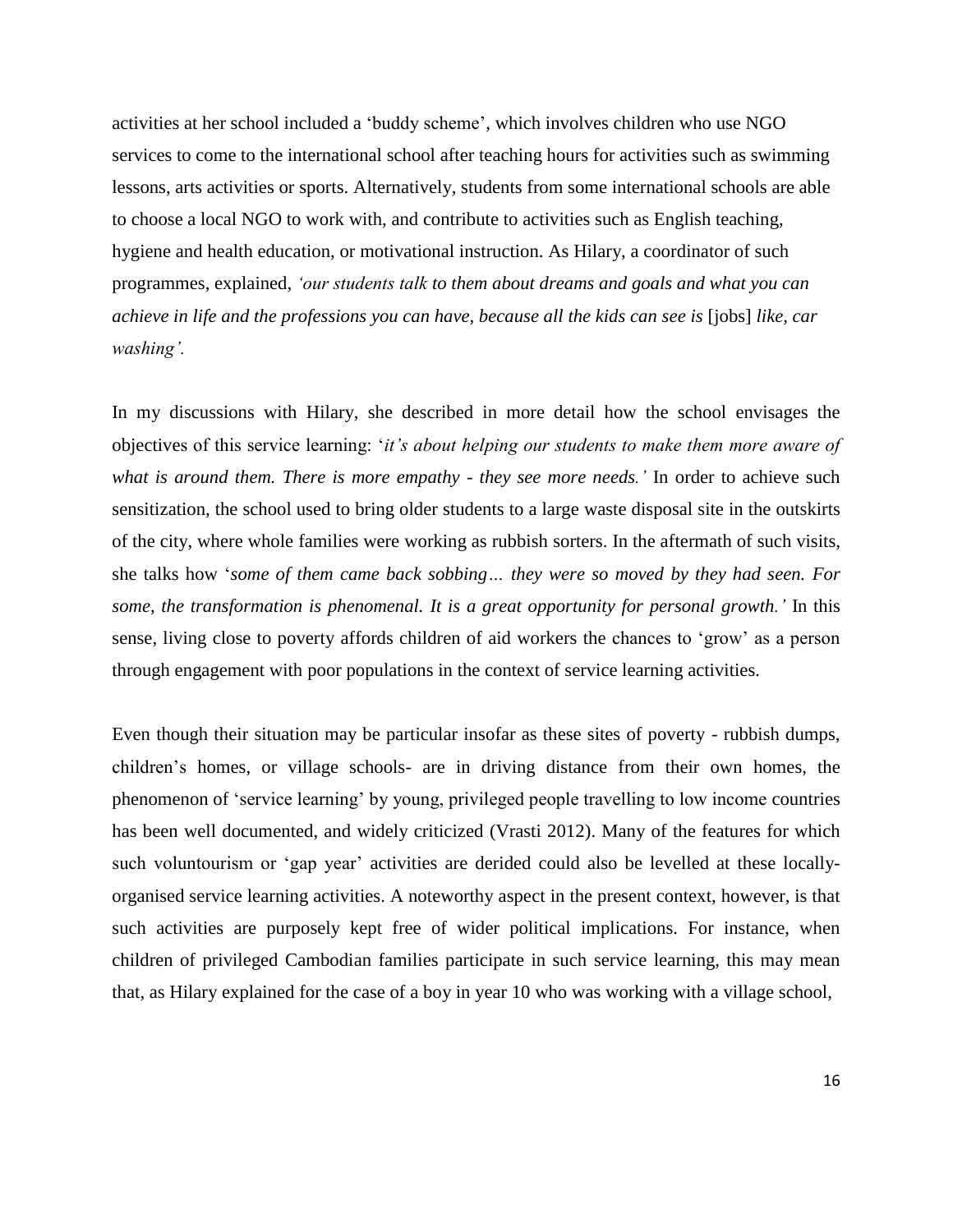activities at her school included a 'buddy scheme', which involves children who use NGO services to come to the international school after teaching hours for activities such as swimming lessons, arts activities or sports. Alternatively, students from some international schools are able to choose a local NGO to work with, and contribute to activities such as English teaching, hygiene and health education, or motivational instruction. As Hilary, a coordinator of such programmes, explained, *'our students talk to them about dreams and goals and what you can achieve in life and the professions you can have, because all the kids can see is* [jobs] *like, car washing'.*

In my discussions with Hilary, she described in more detail how the school envisages the objectives of this service learning: '*it's about helping our students to make them more aware of what is around them. There is more empathy - they see more needs.'* In order to achieve such sensitization, the school used to bring older students to a large waste disposal site in the outskirts of the city, where whole families were working as rubbish sorters. In the aftermath of such visits, she talks how '*some of them came back sobbing… they were so moved by they had seen. For some, the transformation is phenomenal. It is a great opportunity for personal growth.'* In this sense, living close to poverty affords children of aid workers the chances to 'grow' as a person through engagement with poor populations in the context of service learning activities.

Even though their situation may be particular insofar as these sites of poverty - rubbish dumps, children's homes, or village schools- are in driving distance from their own homes, the phenomenon of 'service learning' by young, privileged people travelling to low income countries has been well documented, and widely criticized (Vrasti 2012). Many of the features for which such voluntourism or 'gap year' activities are derided could also be levelled at these locally-organised service learning activities. A noteworthy aspect in the present context, however, is that such activities are purposely kept free of wider political implications. For instance, when children of privileged Cambodian families participate in such service learning, this may mean that, as Hilary explained for the case of a boy in year 10 who was working with a village school,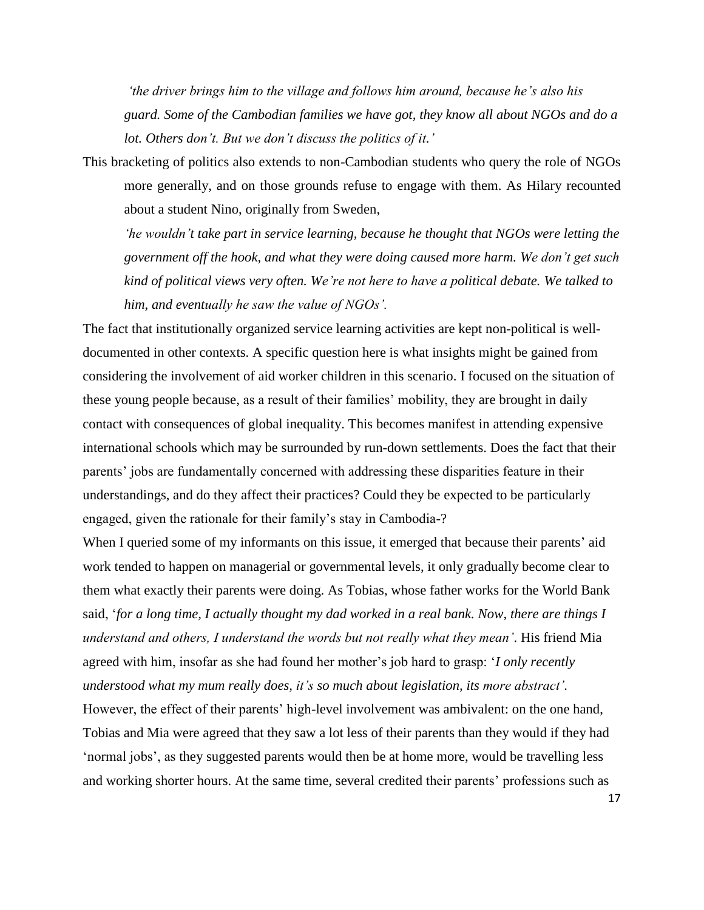*'the driver brings him to the village and follows him around, because he's also his guard. Some of the Cambodian families we have got, they know all about NGOs and do a lot. Others don't. But we don't discuss the politics of it.'*

This bracketing of politics also extends to non-Cambodian students who query the role of NGOs more generally, and on those grounds refuse to engage with them. As Hilary recounted about a student Nino, originally from Sweden,

*'he wouldn't take part in service learning, because he thought that NGOs were letting the government off the hook, and what they were doing caused more harm. We don't get such kind of political views very often. We're not here to have a political debate. We talked to him, and eventually he saw the value of NGOs'.*

The fact that institutionally organized service learning activities are kept non-political is well-documented in other contexts. A specific question here is what insights might be gained from considering the involvement of aid worker children in this scenario. I focused on the situation of these young people because, as a result of their families' mobility, they are brought in daily contact with consequences of global inequality. This becomes manifest in attending expensive international schools which may be surrounded by run-down settlements. Does the fact that their parents' jobs are fundamentally concerned with addressing these disparities feature in their understandings, and do they affect their practices? Could they be expected to be particularly engaged, given the rationale for their family's stay in Cambodia-?

When I queried some of my informants on this issue, it emerged that because their parents' aid work tended to happen on managerial or governmental levels, it only gradually become clear to them what exactly their parents were doing. As Tobias, whose father works for the World Bank said, '*for a long time, I actually thought my dad worked in a real bank. Now, there are things I understand and others, I understand the words but not really what they mean'*. His friend Mia agreed with him, insofar as she had found her mother's job hard to grasp: '*I only recently understood what my mum really does, it's so much about legislation, its more abstract'*.

However, the effect of their parents' high-level involvement was ambivalent: on the one hand, Tobias and Mia were agreed that they saw a lot less of their parents than they would if they had 'normal jobs', as they suggested parents would then be at home more, would be travelling less and working shorter hours. At the same time, several credited their parents' professions such as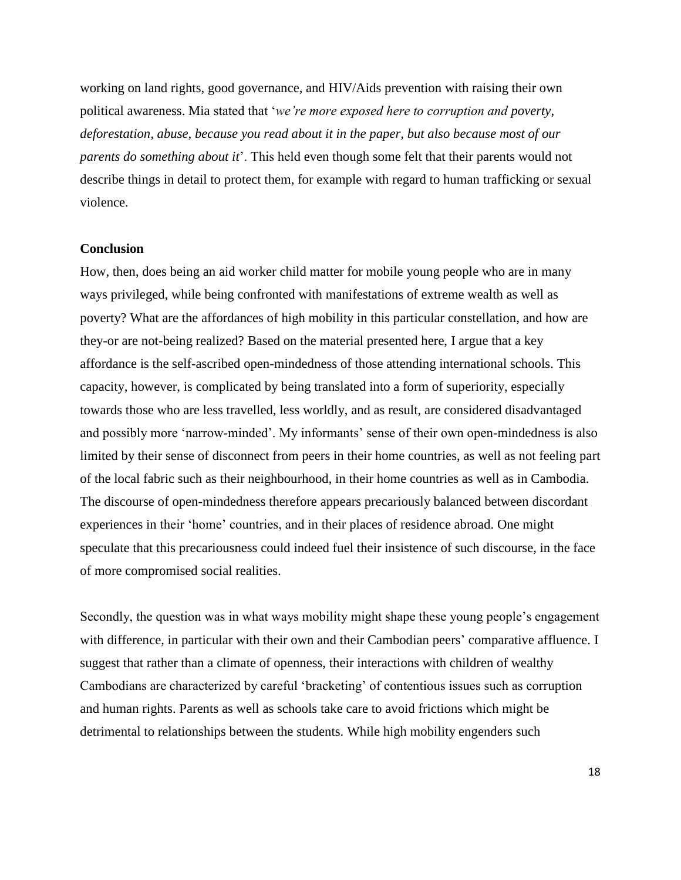working on land rights, good governance, and HIV/Aids prevention with raising their own political awareness. Mia stated that '*we're more exposed here to corruption and poverty, deforestation, abuse, because you read about it in the paper, but also because most of our parents do something about it*'. This held even though some felt that their parents would not describe things in detail to protect them, for example with regard to human trafficking or sexual violence.

**Conclusion**

How, then, does being an aid worker child matter for mobile young people who are in many ways privileged, while being confronted with manifestations of extreme wealth as well as poverty? What are the affordances of high mobility in this particular constellation, and how are they-or are not-being realized? Based on the material presented here, I argue that a key affordance is the self-ascribed open-mindedness of those attending international schools. This capacity, however, is complicated by being translated into a form of superiority, especially towards those who are less travelled, less worldly, and as result, are considered disadvantaged and possibly more 'narrow-minded'. My informants' sense of their own open-mindedness is also limited by their sense of disconnect from peers in their home countries, as well as not feeling part of the local fabric such as their neighbourhood, in their home countries as well as in Cambodia. The discourse of open-mindedness therefore appears precariously balanced between discordant experiences in their 'home' countries, and in their places of residence abroad. One might speculate that this precariousness could indeed fuel their insistence of such discourse, in the face of more compromised social realities.

Secondly, the question was in what ways mobility might shape these young people's engagement with difference, in particular with their own and their Cambodian peers' comparative affluence. I suggest that rather than a climate of openness, their interactions with children of wealthy Cambodians are characterized by careful 'bracketing' of contentious issues such as corruption and human rights. Parents as well as schools take care to avoid frictions which might be detrimental to relationships between the students. While high mobility engenders such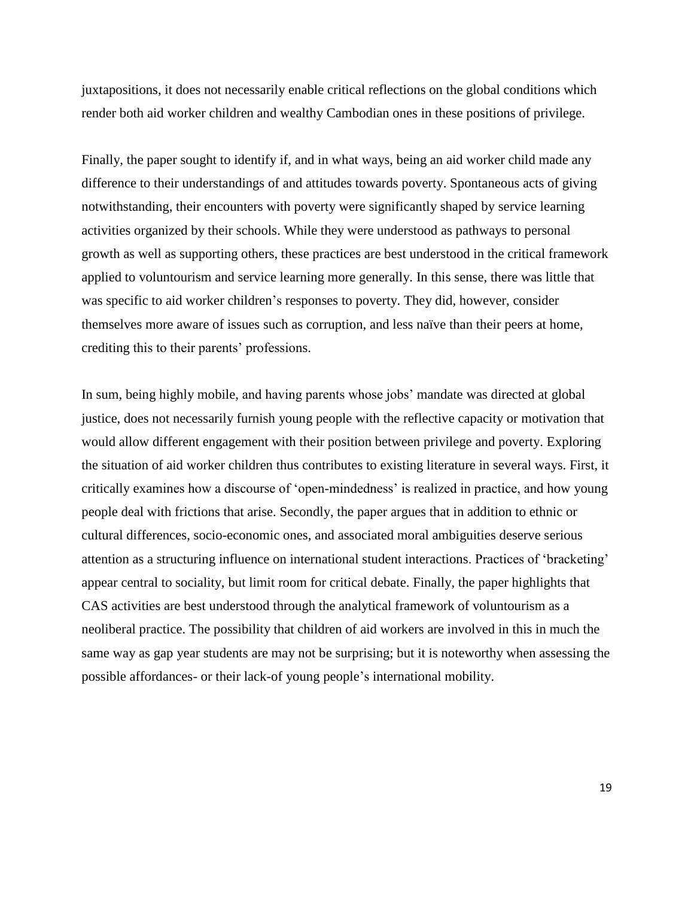juxtapositions, it does not necessarily enable critical reflections on the global conditions which render both aid worker children and wealthy Cambodian ones in these positions of privilege.

Finally, the paper sought to identify if, and in what ways, being an aid worker child made any difference to their understandings of and attitudes towards poverty. Spontaneous acts of giving notwithstanding, their encounters with poverty were significantly shaped by service learning activities organized by their schools. While they were understood as pathways to personal growth as well as supporting others, these practices are best understood in the critical framework applied to voluntourism and service learning more generally. In this sense, there was little that was specific to aid worker children's responses to poverty. They did, however, consider themselves more aware of issues such as corruption, and less naïve than their peers at home, crediting this to their parents' professions.

In sum, being highly mobile, and having parents whose jobs' mandate was directed at global justice, does not necessarily furnish young people with the reflective capacity or motivation that would allow different engagement with their position between privilege and poverty. Exploring the situation of aid worker children thus contributes to existing literature in several ways. First, it critically examines how a discourse of 'open-mindedness' is realized in practice, and how young people deal with frictions that arise. Secondly, the paper argues that in addition to ethnic or cultural differences, socio-economic ones, and associated moral ambiguities deserve serious attention as a structuring influence on international student interactions. Practices of 'bracketing' appear central to sociality, but limit room for critical debate. Finally, the paper highlights that CAS activities are best understood through the analytical framework of voluntourism as a neoliberal practice. The possibility that children of aid workers are involved in this in much the same way as gap year students are may not be surprising; but it is noteworthy when assessing the possible affordances- or their lack-of young people's international mobility.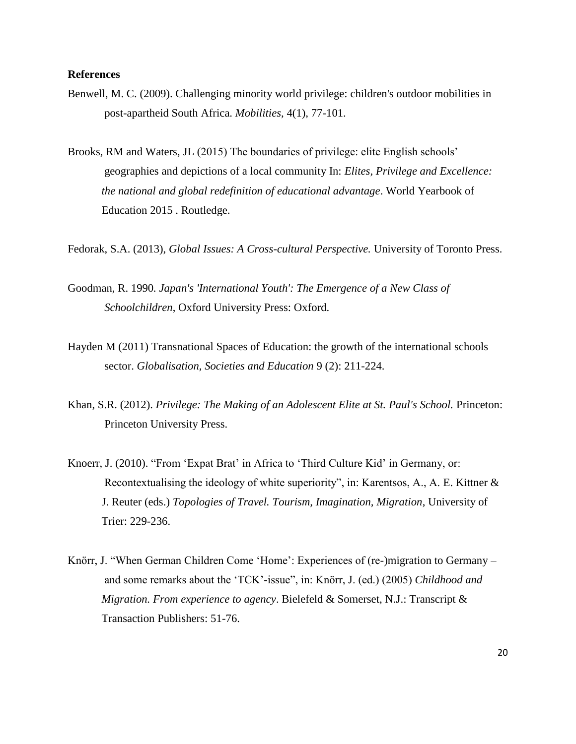**References**

Benwell, M. C. (2009). Challenging minority world privilege: children's outdoor mobilities in post-apartheid South Africa. *Mobilities*, 4(1), 77-101.

Brooks, RM and Waters, JL (2015) The boundaries of privilege: elite English schools' geographies and depictions of a local community In: *Elites, Privilege and Excellence: the national and global redefinition of educational advantage*. World Yearbook of Education 2015 . Routledge.

Fedorak, S.A. (2013), *Global Issues: A Cross-cultural Perspective.* University of Toronto Press.

Goodman, R. 1990. *Japan's 'International Youth': The Emergence of a New Class of Schoolchildren*, Oxford University Press: Oxford.

Hayden M (2011) Transnational Spaces of Education: the growth of the international schools sector. *Globalisation, Societies and Education* 9 (2): 211-224.

Khan, S.R. (2012). *Privilege: The Making of an Adolescent Elite at St. Paul's School.* Princeton: Princeton University Press.

Knoerr, J. (2010). "From 'Expat Brat' in Africa to 'Third Culture Kid' in Germany, or: Recontextualising the ideology of white superiority", in: Karentsos, A., A. E. Kittner & J. Reuter (eds.) *Topologies of Travel. Tourism, Imagination, Migration*, University of Trier: 229-236.

Knörr, J. "When German Children Come 'Home': Experiences of (re-)migration to Germany – and some remarks about the 'TCK'-issue", in: Knörr, J. (ed.) (2005) *Childhood and Migration. From experience to agency*. Bielefeld & Somerset, N.J.: Transcript & Transaction Publishers: 51-76.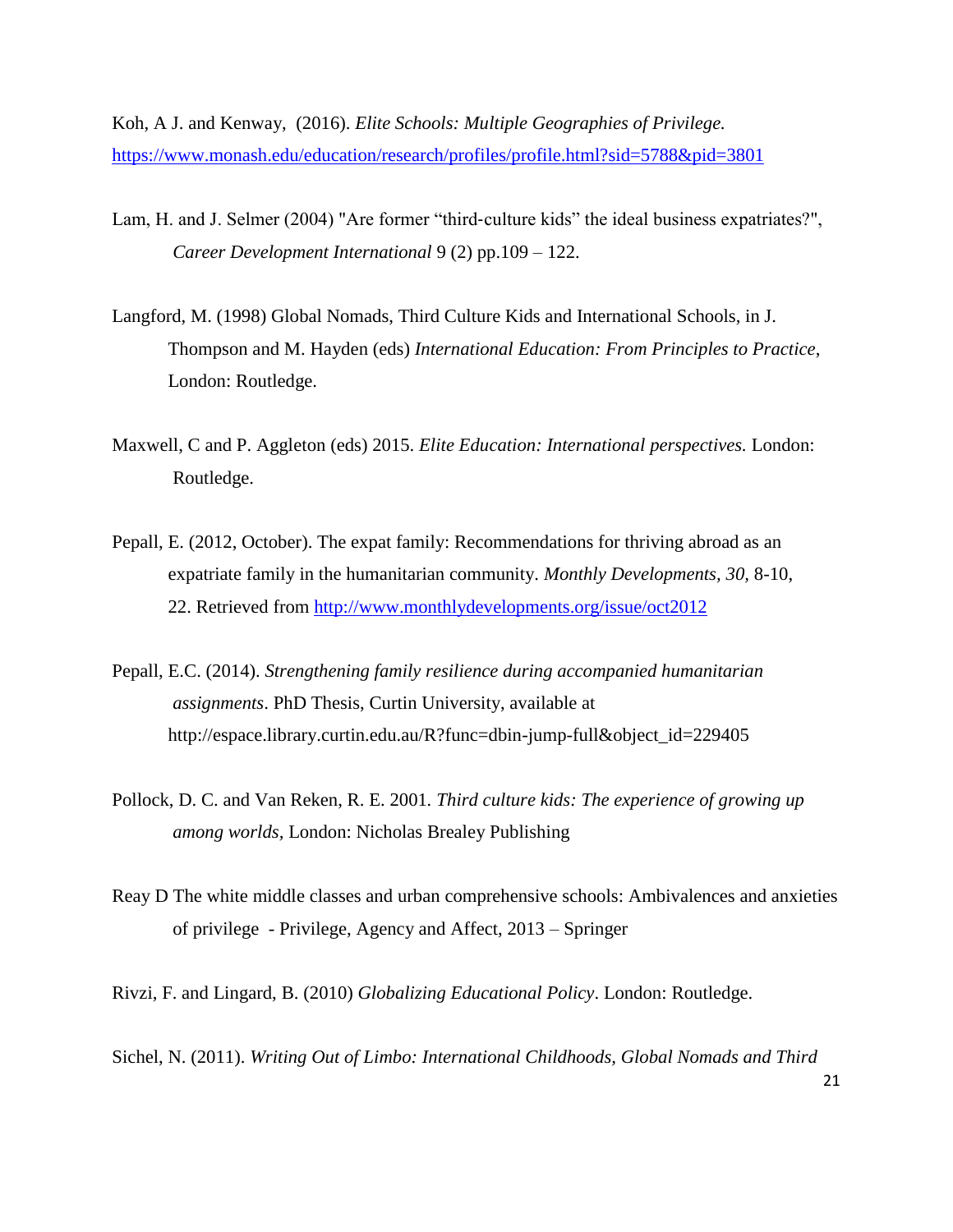Koh, A J. and Kenway, (2016). *Elite Schools: Multiple Geographies of Privilege.* https://www.monash.edu/education/research/profiles/profile.html?sid=5788&pid=3801

Lam, H. and J. Selmer (2004) "Are former "third-culture kids" the ideal business expatriates?", *Career Development International* 9 (2) pp.109 – 122.

Langford, M. (1998) Global Nomads, Third Culture Kids and International Schools, in J. Thompson and M. Hayden (eds) *International Education: From Principles to Practice*, London: Routledge.

Maxwell, C and P. Aggleton (eds) 2015. *Elite Education: International perspectives.* London: Routledge.

Pepall, E. (2012, October). The expat family: Recommendations for thriving abroad as an expatriate family in the humanitarian community. *Monthly Developments, 30,* 8-10, 22. Retrieved from http://www.monthlydevelopments.org/issue/oct2012

Pepall, E.C. (2014). *Strengthening family resilience during accompanied humanitarian assignments*. PhD Thesis, Curtin University, available at http://espace.library.curtin.edu.au/R?func=dbin-jump-full&object_id=229405

Pollock, D. C. and Van Reken, R. E. 2001. *Third culture kids: The experience of growing up among worlds,* London: Nicholas Brealey Publishing

Reay D The white middle classes and urban comprehensive schools: Ambivalences and anxieties of privilege - Privilege, Agency and Affect, 2013 – Springer

Rivzi, F. and Lingard, B. (2010) *Globalizing Educational Policy*. London: Routledge.

Sichel, N. (2011). *Writing Out of Limbo: International Childhoods, Global Nomads and Third*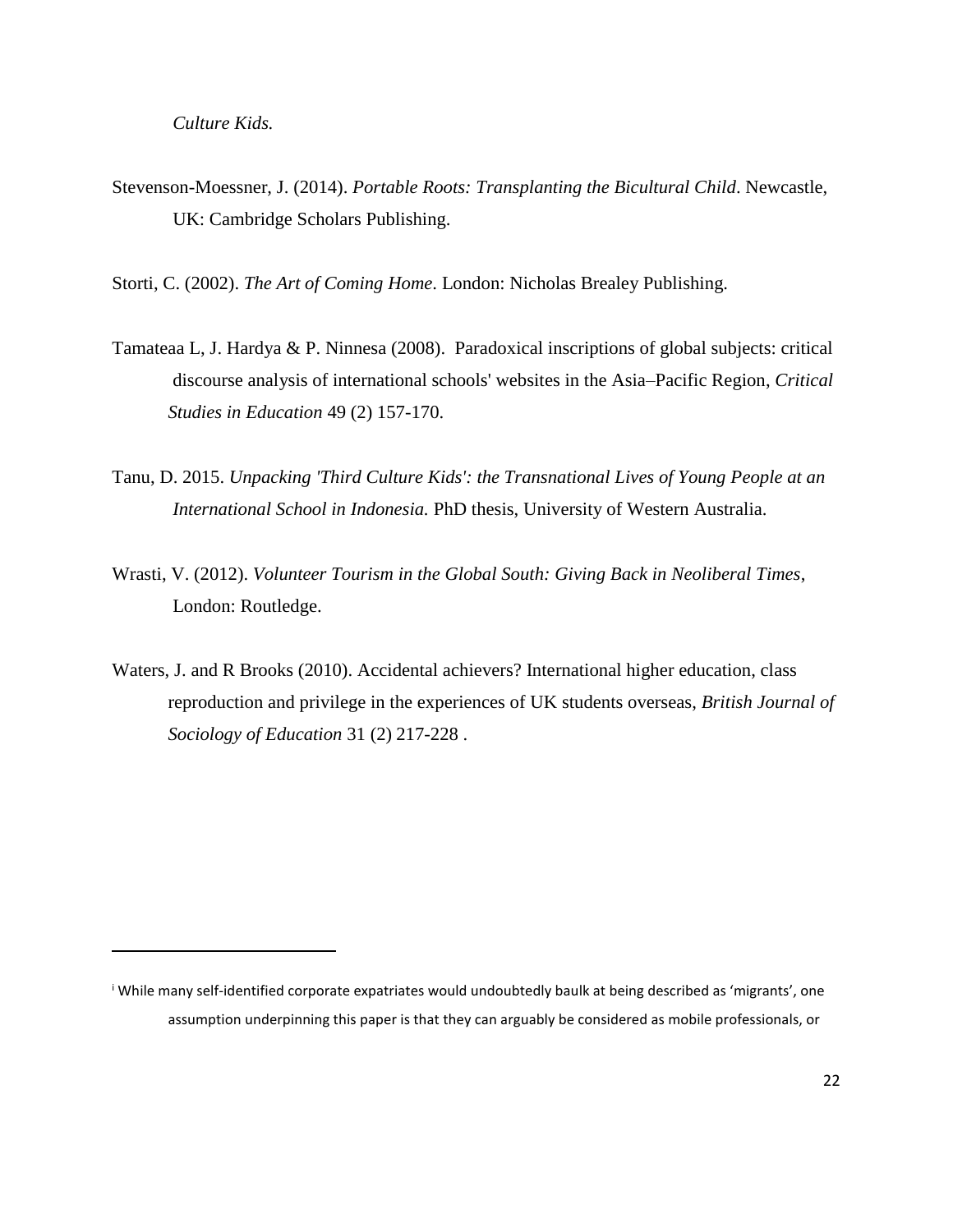*Culture Kids.*

Stevenson-Moessner, J. (2014). *Portable Roots: Transplanting the Bicultural Child*. Newcastle, UK: Cambridge Scholars Publishing.

Storti, C. (2002). *The Art of Coming Home*. London: Nicholas Brealey Publishing.

Tamateaa L, J. Hardya & P. Ninnesa (2008). Paradoxical inscriptions of global subjects: critical discourse analysis of international schools' websites in the Asia–Pacific Region, *Critical Studies in Education* 49 (2) 157-170.

Tanu, D. 2015. *Unpacking 'Third Culture Kids': the Transnational Lives of Young People at an International School in Indonesia.* PhD thesis, University of Western Australia.

Wrasti, V. (2012). *Volunteer Tourism in the Global South: Giving Back in Neoliberal Times*, London: Routledge.

Waters, J. and R Brooks (2010). Accidental achievers? International higher education, class reproduction and privilege in the experiences of UK students overseas, *British Journal of Sociology of Education* 31 (2) 217-228 .

---

[i] While many self-identified corporate expatriates would undoubtedly baulk at being described as 'migrants', one assumption underpinning this paper is that they can arguably be considered as mobile professionals, or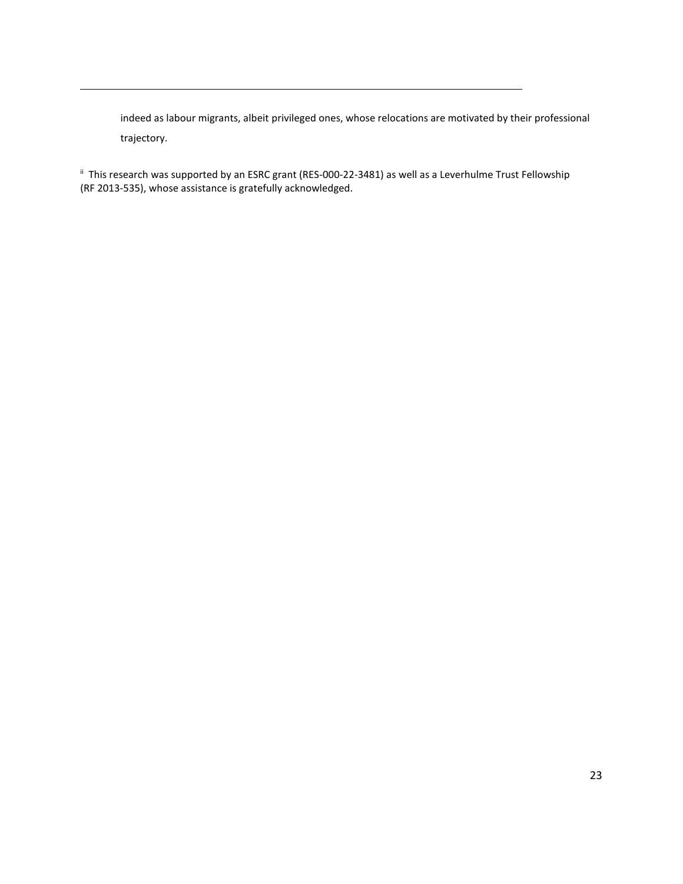indeed as labour migrants, albeit privileged ones, whose relocations are motivated by their professional trajectory.

[ii] This research was supported by an ESRC grant (RES-000-22-3481) as well as a Leverhulme Trust Fellowship (RF 2013-535), whose assistance is gratefully acknowledged.